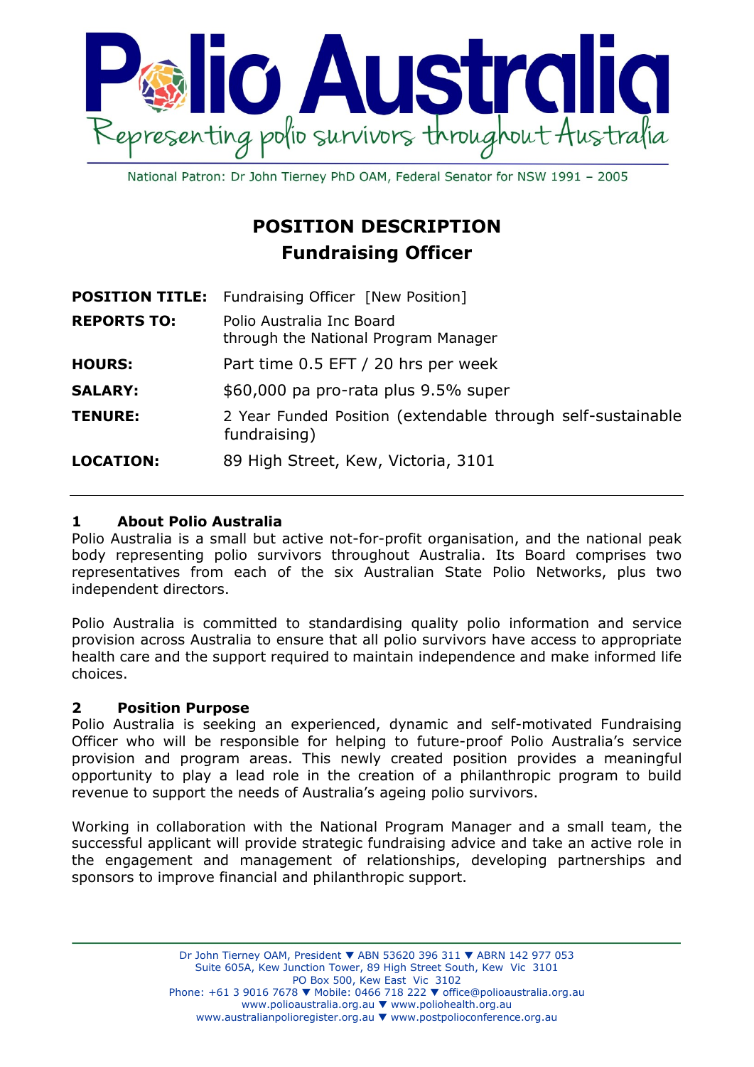# Polio Australia

Representing polio survivors throughout Australia

National Patron: Dr John Tierney PhD OAM, Federal Senator for NSW 1991 – 2005

## POSITION DESCRIPTION
## Fundraising Officer

| | |
|---|---|
| **POSITION TITLE:** | Fundraising Officer [New Position] |
| **REPORTS TO:** | Polio Australia Inc Board through the National Program Manager |
| **HOURS:** | Part time 0.5 EFT / 20 hrs per week |
| **SALARY:** | $60,000 pa pro-rata plus 9.5% super |
| **TENURE:** | 2 Year Funded Position (extendable through self-sustainable fundraising) |
| **LOCATION:** | 89 High Street, Kew, Victoria, 3101 |

### 1 About Polio Australia

Polio Australia is a small but active not-for-profit organisation, and the national peak body representing polio survivors throughout Australia. Its Board comprises two representatives from each of the six Australian State Polio Networks, plus two independent directors.

Polio Australia is committed to standardising quality polio information and service provision across Australia to ensure that all polio survivors have access to appropriate health care and the support required to maintain independence and make informed life choices.

### 2 Position Purpose

Polio Australia is seeking an experienced, dynamic and self-motivated Fundraising Officer who will be responsible for helping to future-proof Polio Australia's service provision and program areas. This newly created position provides a meaningful opportunity to play a lead role in the creation of a philanthropic program to build revenue to support the needs of Australia's ageing polio survivors.

Working in collaboration with the National Program Manager and a small team, the successful applicant will provide strategic fundraising advice and take an active role in the engagement and management of relationships, developing partnerships and sponsors to improve financial and philanthropic support.

Dr John Tierney OAM, President ▼ ABN 53620 396 311 ▼ ABRN 142 977 053
Suite 605A, Kew Junction Tower, 89 High Street South, Kew Vic 3101
PO Box 500, Kew East Vic 3102
Phone: +61 3 9016 7678 ▼ Mobile: 0466 718 222 ▼ office@polioaustralia.org.au
www.polioaustralia.org.au ▼ www.poliohealth.org.au
www.australianpolioregister.org.au ▼ www.postpolioconference.org.au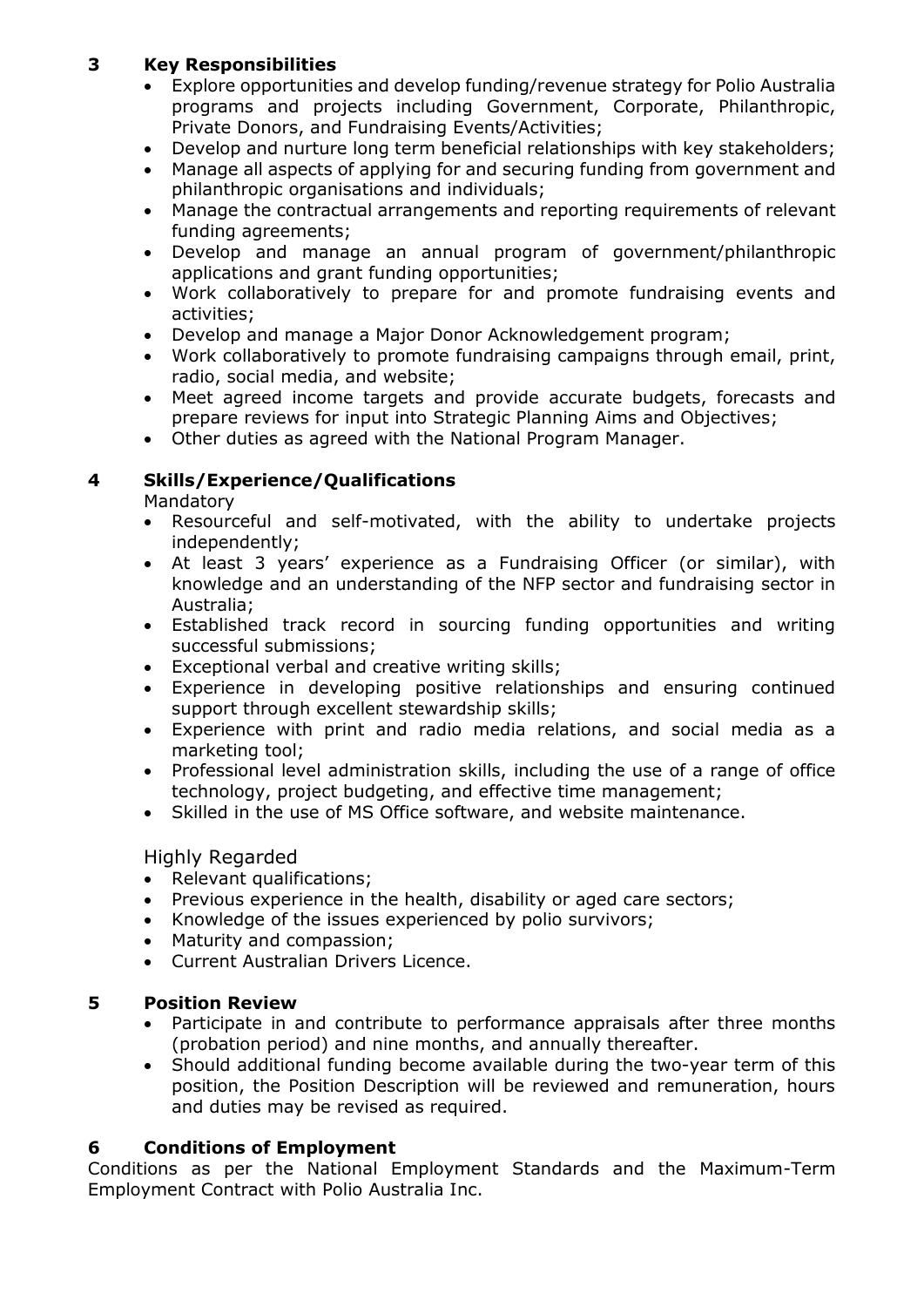## 3 Key Responsibilities

- Explore opportunities and develop funding/revenue strategy for Polio Australia programs and projects including Government, Corporate, Philanthropic, Private Donors, and Fundraising Events/Activities;
- Develop and nurture long term beneficial relationships with key stakeholders;
- Manage all aspects of applying for and securing funding from government and philanthropic organisations and individuals;
- Manage the contractual arrangements and reporting requirements of relevant funding agreements;
- Develop and manage an annual program of government/philanthropic applications and grant funding opportunities;
- Work collaboratively to prepare for and promote fundraising events and activities;
- Develop and manage a Major Donor Acknowledgement program;
- Work collaboratively to promote fundraising campaigns through email, print, radio, social media, and website;
- Meet agreed income targets and provide accurate budgets, forecasts and prepare reviews for input into Strategic Planning Aims and Objectives;
- Other duties as agreed with the National Program Manager.

## 4 Skills/Experience/Qualifications

Mandatory

- Resourceful and self-motivated, with the ability to undertake projects independently;
- At least 3 years' experience as a Fundraising Officer (or similar), with knowledge and an understanding of the NFP sector and fundraising sector in Australia;
- Established track record in sourcing funding opportunities and writing successful submissions;
- Exceptional verbal and creative writing skills;
- Experience in developing positive relationships and ensuring continued support through excellent stewardship skills;
- Experience with print and radio media relations, and social media as a marketing tool;
- Professional level administration skills, including the use of a range of office technology, project budgeting, and effective time management;
- Skilled in the use of MS Office software, and website maintenance.

Highly Regarded

- Relevant qualifications;
- Previous experience in the health, disability or aged care sectors;
- Knowledge of the issues experienced by polio survivors;
- Maturity and compassion;
- Current Australian Drivers Licence.

## 5 Position Review

- Participate in and contribute to performance appraisals after three months (probation period) and nine months, and annually thereafter.
- Should additional funding become available during the two-year term of this position, the Position Description will be reviewed and remuneration, hours and duties may be revised as required.

## 6 Conditions of Employment

Conditions as per the National Employment Standards and the Maximum-Term Employment Contract with Polio Australia Inc.